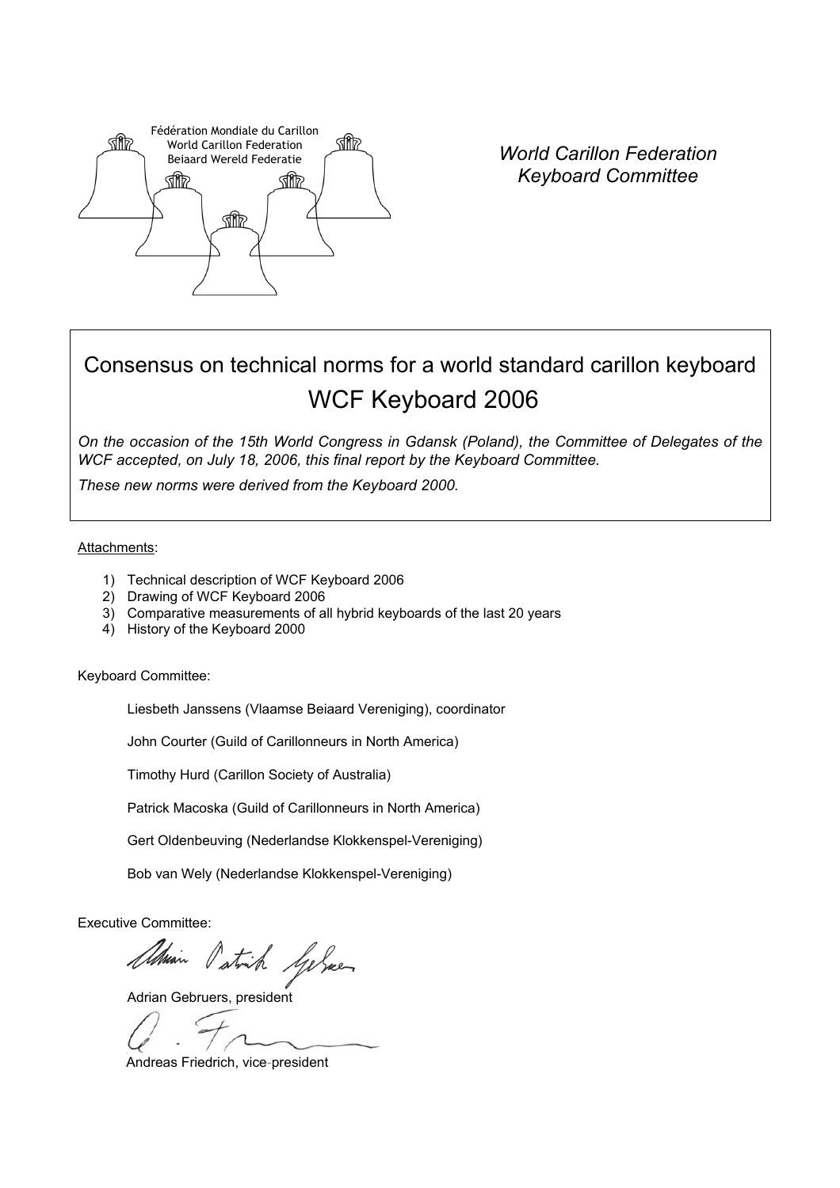Fédération Mondiale du Carillon
World Carillon Federation
Beiaard Wereld Federatie

*World Carillon Federation*
*Keyboard Committee*

# Consensus on technical norms for a world standard carillon keyboard
# WCF Keyboard 2006

*On the occasion of the 15th World Congress in Gdansk (Poland), the Committee of Delegates of the WCF accepted, on July 18, 2006, this final report by the Keyboard Committee.*

*These new norms were derived from the Keyboard 2000.*

Attachments:

1) Technical description of WCF Keyboard 2006
2) Drawing of WCF Keyboard 2006
3) Comparative measurements of all hybrid keyboards of the last 20 years
4) History of the Keyboard 2000

Keyboard Committee:

Liesbeth Janssens (Vlaamse Beiaard Vereniging), coordinator

John Courter (Guild of Carillonneurs in North America)

Timothy Hurd (Carillon Society of Australia)

Patrick Macoska (Guild of Carillonneurs in North America)

Gert Oldenbeuving (Nederlandse Klokkenspel-Vereniging)

Bob van Wely (Nederlandse Klokkenspel-Vereniging)

Executive Committee:

Adrian Gebruers, president

Andreas Friedrich, vice-president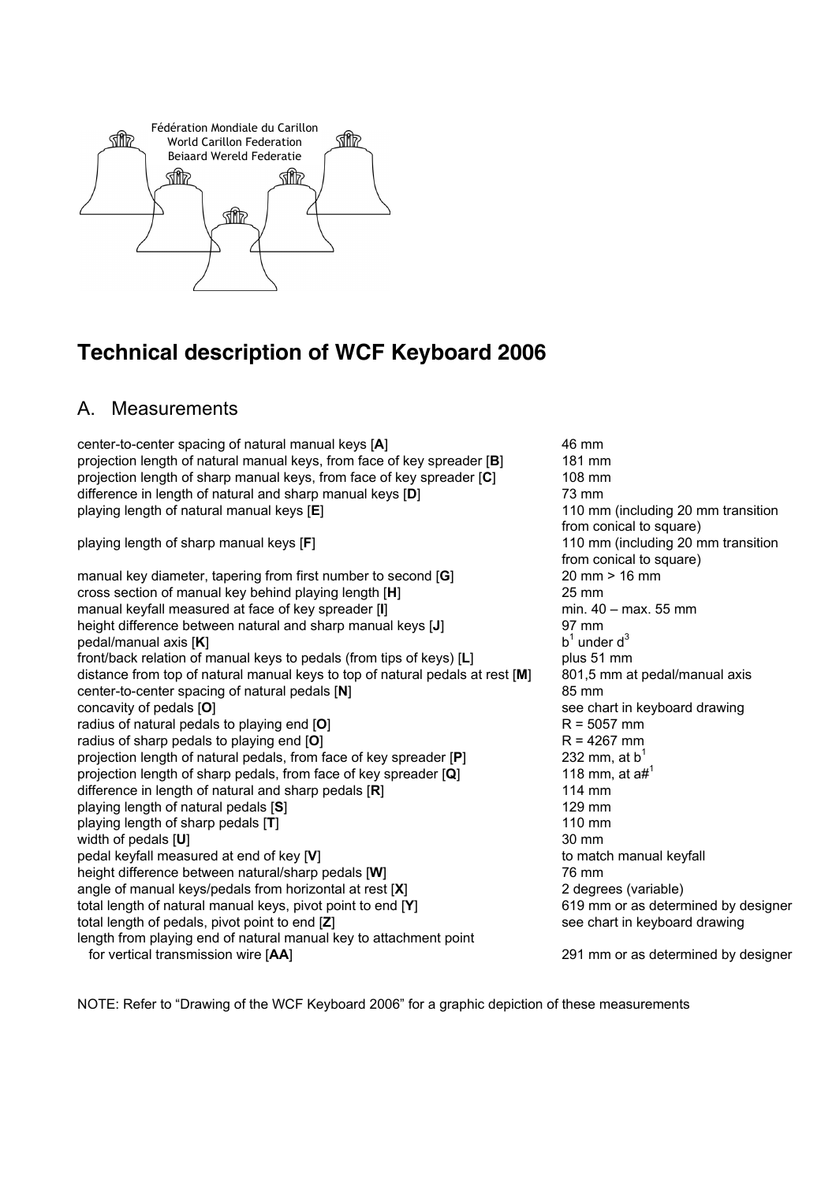Fédération Mondiale du Carillon
World Carillon Federation
Beiaard Wereld Federatie

# Technical description of WCF Keyboard 2006

## A. Measurements

| | |
|---|---|
| center-to-center spacing of natural manual keys [**A**] | 46 mm |
| projection length of natural manual keys, from face of key spreader [**B**] | 181 mm |
| projection length of sharp manual keys, from face of key spreader [**C**] | 108 mm |
| difference in length of natural and sharp manual keys [**D**] | 73 mm |
| playing length of natural manual keys [**E**] | 110 mm (including 20 mm transition from conical to square) |
| playing length of sharp manual keys [**F**] | 110 mm (including 20 mm transition from conical to square) |
| manual key diameter, tapering from first number to second [**G**] | 20 mm > 16 mm |
| cross section of manual key behind playing length [**H**] | 25 mm |
| manual keyfall measured at face of key spreader [**I**] | min. 40 – max. 55 mm |
| height difference between natural and sharp manual keys [**J**] | 97 mm |
| pedal/manual axis [**K**] | $b^1$ under $d^3$ |
| front/back relation of manual keys to pedals (from tips of keys) [**L**] | plus 51 mm |
| distance from top of natural manual keys to top of natural pedals at rest [**M**] | 801,5 mm at pedal/manual axis |
| center-to-center spacing of natural pedals [**N**] | 85 mm |
| concavity of pedals [**O**] | see chart in keyboard drawing |
| radius of natural pedals to playing end [**O**] | R = 5057 mm |
| radius of sharp pedals to playing end [**O**] | R = 4267 mm |
| projection length of natural pedals, from face of key spreader [**P**] | 232 mm, at $b^1$ |
| projection length of sharp pedals, from face of key spreader [**Q**] | 118 mm, at $a\#^1$ |
| difference in length of natural and sharp pedals [**R**] | 114 mm |
| playing length of natural pedals [**S**] | 129 mm |
| playing length of sharp pedals [**T**] | 110 mm |
| width of pedals [**U**] | 30 mm |
| pedal keyfall measured at end of key [**V**] | to match manual keyfall |
| height difference between natural/sharp pedals [**W**] | 76 mm |
| angle of manual keys/pedals from horizontal at rest [**X**] | 2 degrees (variable) |
| total length of natural manual keys, pivot point to end [**Y**] | 619 mm or as determined by designer |
| total length of pedals, pivot point to end [**Z**] | see chart in keyboard drawing |
| length from playing end of natural manual key to attachment point for vertical transmission wire [**AA**] | 291 mm or as determined by designer |

NOTE: Refer to "Drawing of the WCF Keyboard 2006" for a graphic depiction of these measurements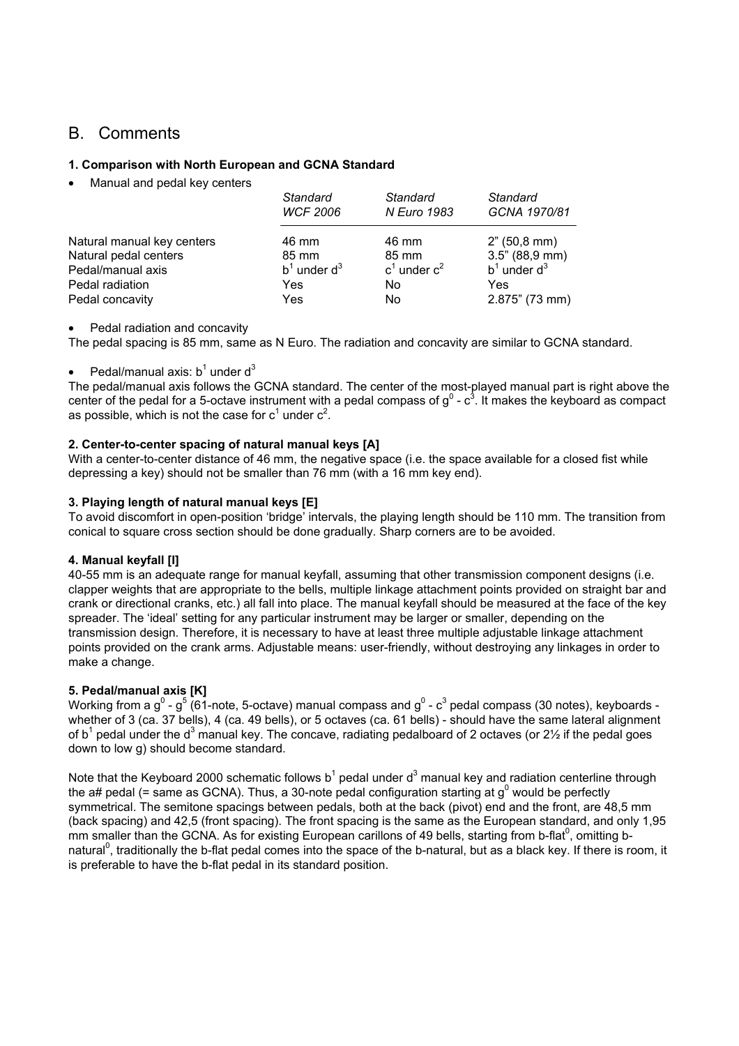# B. Comments

### 1. Comparison with North European and GCNA Standard

- Manual and pedal key centers

| | *Standard WCF 2006* | *Standard N Euro 1983* | *Standard GCNA 1970/81* |
|---|---|---|---|
| Natural manual key centers | 46 mm | 46 mm | 2" (50,8 mm) |
| Natural pedal centers | 85 mm | 85 mm | 3.5" (88,9 mm) |
| Pedal/manual axis | $b^1$ under $d^3$ | $c^1$ under $c^2$ | $b^1$ under $d^3$ |
| Pedal radiation | Yes | No | Yes |
| Pedal concavity | Yes | No | 2.875" (73 mm) |

- Pedal radiation and concavity

The pedal spacing is 85 mm, same as N Euro. The radiation and concavity are similar to GCNA standard.

- Pedal/manual axis: $b^1$ under $d^3$

The pedal/manual axis follows the GCNA standard. The center of the most-played manual part is right above the center of the pedal for a 5-octave instrument with a pedal compass of $g^0$ - $c^3$. It makes the keyboard as compact as possible, which is not the case for $c^1$ under $c^2$.

### 2. Center-to-center spacing of natural manual keys [A]

With a center-to-center distance of 46 mm, the negative space (i.e. the space available for a closed fist while depressing a key) should not be smaller than 76 mm (with a 16 mm key end).

### 3. Playing length of natural manual keys [E]

To avoid discomfort in open-position 'bridge' intervals, the playing length should be 110 mm. The transition from conical to square cross section should be done gradually. Sharp corners are to be avoided.

### 4. Manual keyfall [I]

40-55 mm is an adequate range for manual keyfall, assuming that other transmission component designs (i.e. clapper weights that are appropriate to the bells, multiple linkage attachment points provided on straight bar and crank or directional cranks, etc.) all fall into place. The manual keyfall should be measured at the face of the key spreader. The 'ideal' setting for any particular instrument may be larger or smaller, depending on the transmission design. Therefore, it is necessary to have at least three multiple adjustable linkage attachment points provided on the crank arms. Adjustable means: user-friendly, without destroying any linkages in order to make a change.

### 5. Pedal/manual axis [K]

Working from a $g^0$ - $g^5$ (61-note, 5-octave) manual compass and $g^0$ - $c^3$ pedal compass (30 notes), keyboards - whether of 3 (ca. 37 bells), 4 (ca. 49 bells), or 5 octaves (ca. 61 bells) - should have the same lateral alignment of $b^1$ pedal under the $d^3$ manual key. The concave, radiating pedalboard of 2 octaves (or 2½ if the pedal goes down to low g) should become standard.

Note that the Keyboard 2000 schematic follows $b^1$ pedal under $d^3$ manual key and radiation centerline through the a# pedal (= same as GCNA). Thus, a 30-note pedal configuration starting at $g^0$ would be perfectly symmetrical. The semitone spacings between pedals, both at the back (pivot) end and the front, are 48,5 mm (back spacing) and 42,5 (front spacing). The front spacing is the same as the European standard, and only 1,95 mm smaller than the GCNA. As for existing European carillons of 49 bells, starting from b-flat$^0$, omitting b-natural$^0$, traditionally the b-flat pedal comes into the space of the b-natural, but as a black key. If there is room, it is preferable to have the b-flat pedal in its standard position.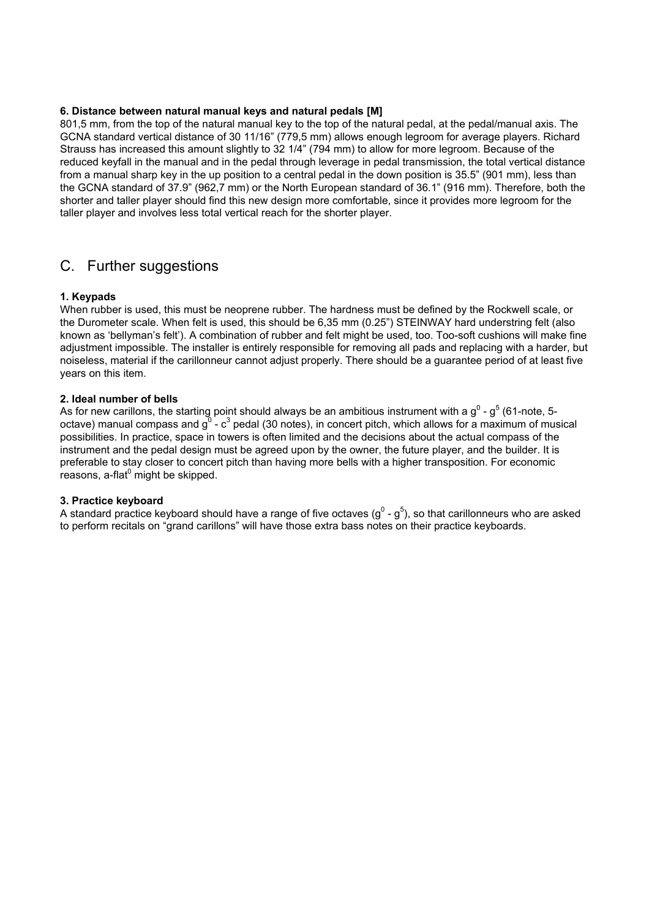**6. Distance between natural manual keys and natural pedals [M]**

801,5 mm, from the top of the natural manual key to the top of the natural pedal, at the pedal/manual axis. The GCNA standard vertical distance of 30 11/16" (779,5 mm) allows enough legroom for average players. Richard Strauss has increased this amount slightly to 32 1/4" (794 mm) to allow for more legroom. Because of the reduced keyfall in the manual and in the pedal through leverage in pedal transmission, the total vertical distance from a manual sharp key in the up position to a central pedal in the down position is 35.5" (901 mm), less than the GCNA standard of 37.9" (962,7 mm) or the North European standard of 36.1" (916 mm). Therefore, both the shorter and taller player should find this new design more comfortable, since it provides more legroom for the taller player and involves less total vertical reach for the shorter player.

## C. Further suggestions

**1. Keypads**

When rubber is used, this must be neoprene rubber. The hardness must be defined by the Rockwell scale, or the Durometer scale. When felt is used, this should be 6,35 mm (0.25") STEINWAY hard understring felt (also known as 'bellyman's felt'). A combination of rubber and felt might be used, too. Too-soft cushions will make fine adjustment impossible. The installer is entirely responsible for removing all pads and replacing with a harder, but noiseless, material if the carillonneur cannot adjust properly. There should be a guarantee period of at least five years on this item.

**2. Ideal number of bells**

As for new carillons, the starting point should always be an ambitious instrument with a $g^0$ - $g^5$ (61-note, 5-octave) manual compass and $g^0$ - $c^3$ pedal (30 notes), in concert pitch, which allows for a maximum of musical possibilities. In practice, space in towers is often limited and the decisions about the actual compass of the instrument and the pedal design must be agreed upon by the owner, the future player, and the builder. It is preferable to stay closer to concert pitch than having more bells with a higher transposition. For economic reasons, a-flat$^0$ might be skipped.

**3. Practice keyboard**

A standard practice keyboard should have a range of five octaves ($g^0$ - $g^5$), so that carillonneurs who are asked to perform recitals on "grand carillons" will have those extra bass notes on their practice keyboards.